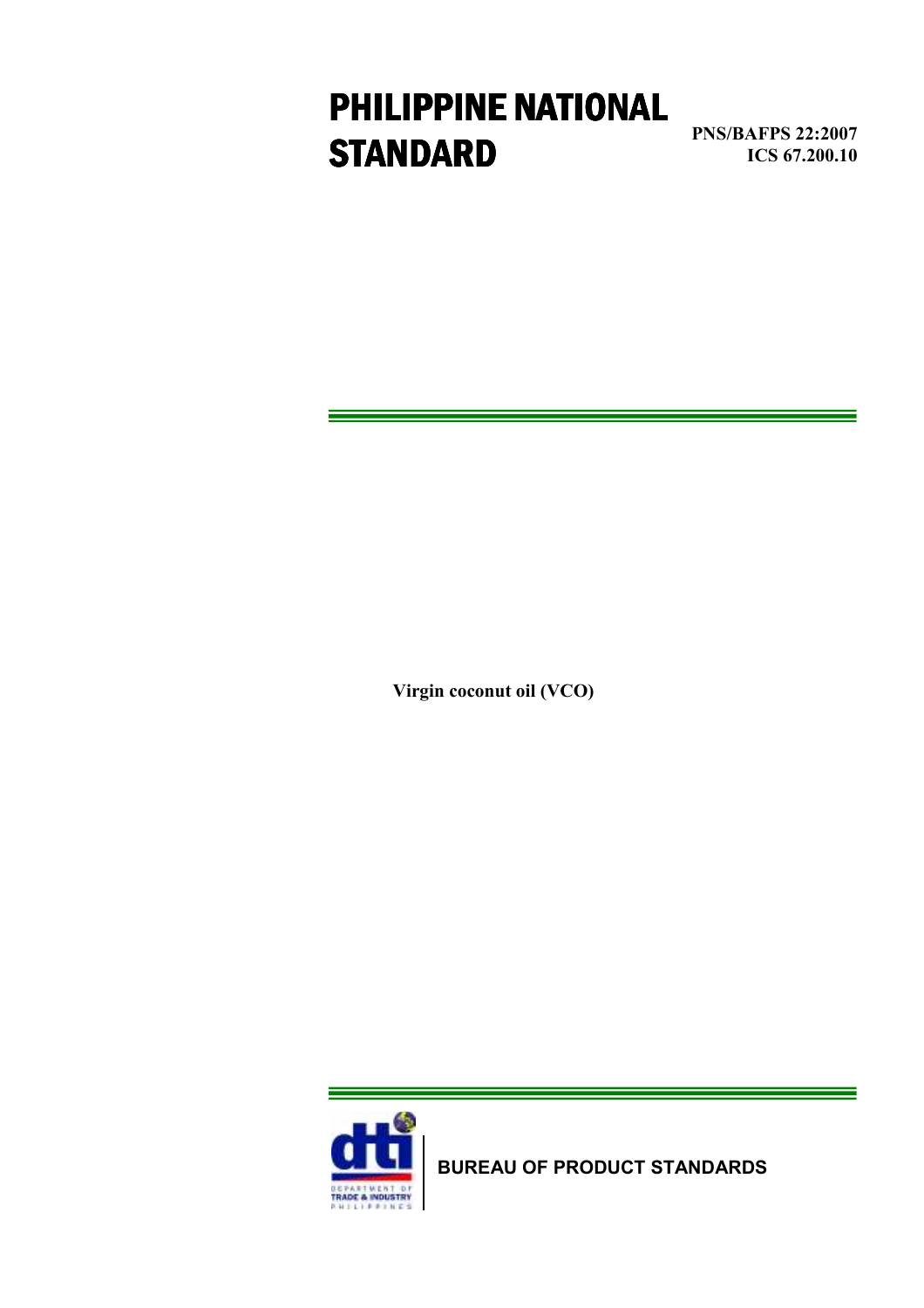# PHILIPPINE NATIONAL STANDARD

**PNS/BAFPS 22:2007**
**ICS 67.200.10**

**Virgin coconut oil (VCO)**

DEPARTMENT OF TRADE & INDUSTRY PHILIPPINES

**BUREAU OF PRODUCT STANDARDS**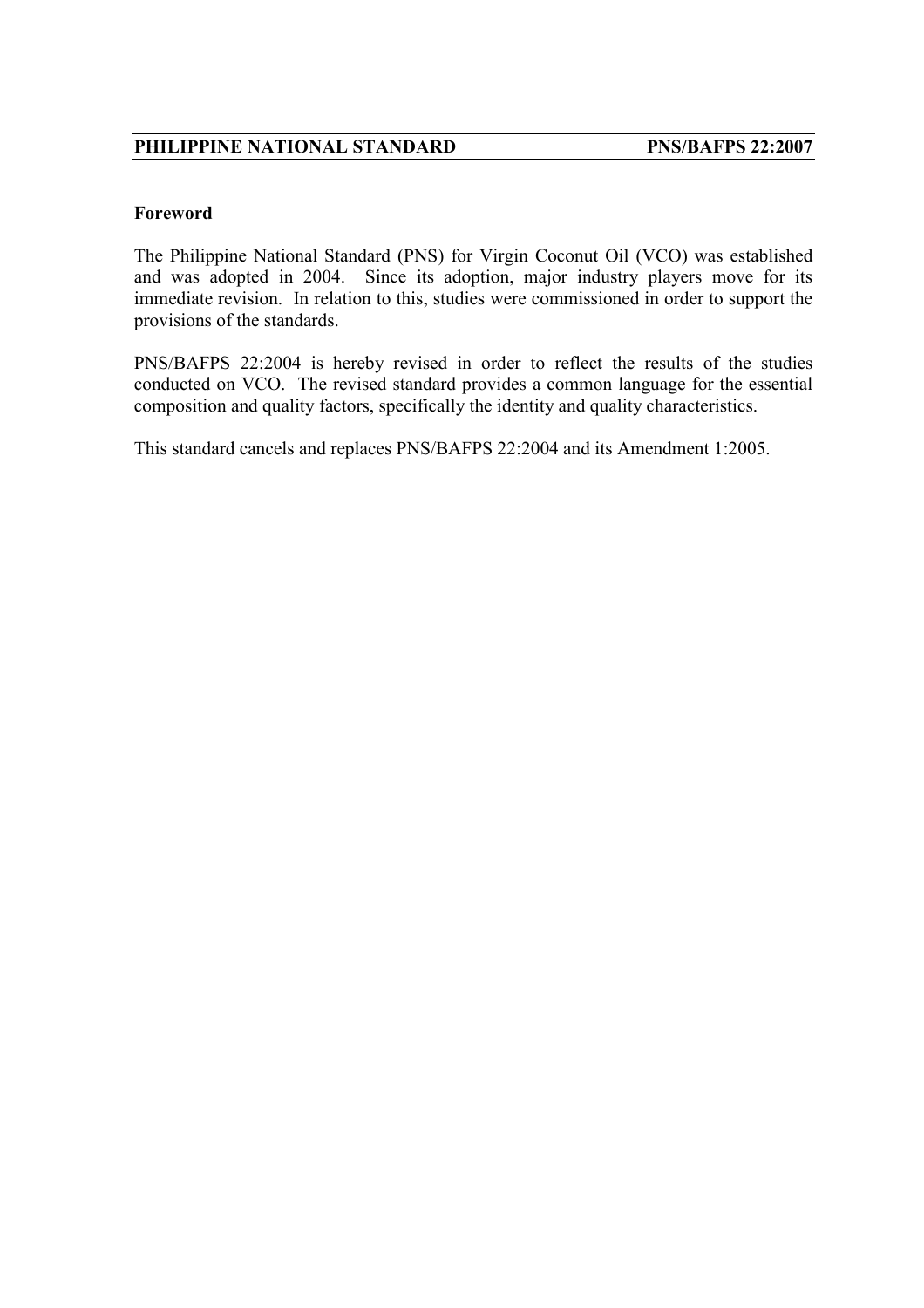## Foreword

The Philippine National Standard (PNS) for Virgin Coconut Oil (VCO) was established and was adopted in 2004. Since its adoption, major industry players move for its immediate revision. In relation to this, studies were commissioned in order to support the provisions of the standards.

PNS/BAFPS 22:2004 is hereby revised in order to reflect the results of the studies conducted on VCO. The revised standard provides a common language for the essential composition and quality factors, specifically the identity and quality characteristics.

This standard cancels and replaces PNS/BAFPS 22:2004 and its Amendment 1:2005.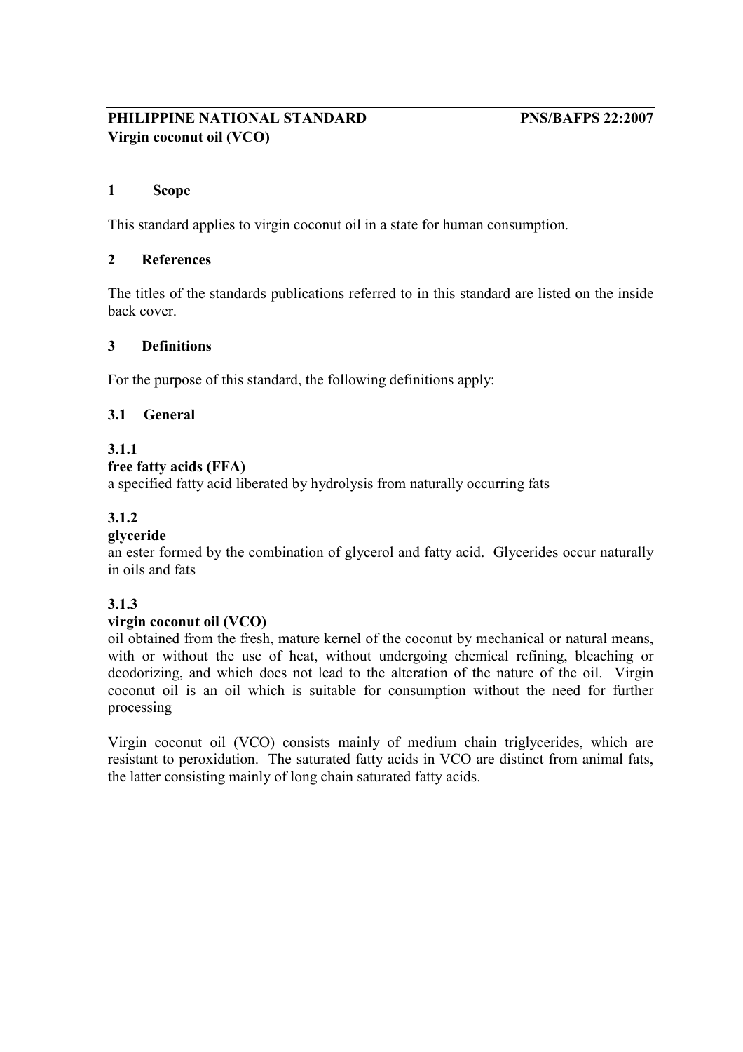**PHILIPPINE NATIONAL STANDARD** **PNS/BAFPS 22:2007**
**Virgin coconut oil (VCO)**

## 1 Scope

This standard applies to virgin coconut oil in a state for human consumption.

## 2 References

The titles of the standards publications referred to in this standard are listed on the inside back cover.

## 3 Definitions

For the purpose of this standard, the following definitions apply:

### 3.1 General

**3.1.1**
**free fatty acids (FFA)**
a specified fatty acid liberated by hydrolysis from naturally occurring fats

**3.1.2**
**glyceride**
an ester formed by the combination of glycerol and fatty acid. Glycerides occur naturally in oils and fats

**3.1.3**
**virgin coconut oil (VCO)**
oil obtained from the fresh, mature kernel of the coconut by mechanical or natural means, with or without the use of heat, without undergoing chemical refining, bleaching or deodorizing, and which does not lead to the alteration of the nature of the oil. Virgin coconut oil is an oil which is suitable for consumption without the need for further processing

Virgin coconut oil (VCO) consists mainly of medium chain triglycerides, which are resistant to peroxidation. The saturated fatty acids in VCO are distinct from animal fats, the latter consisting mainly of long chain saturated fatty acids.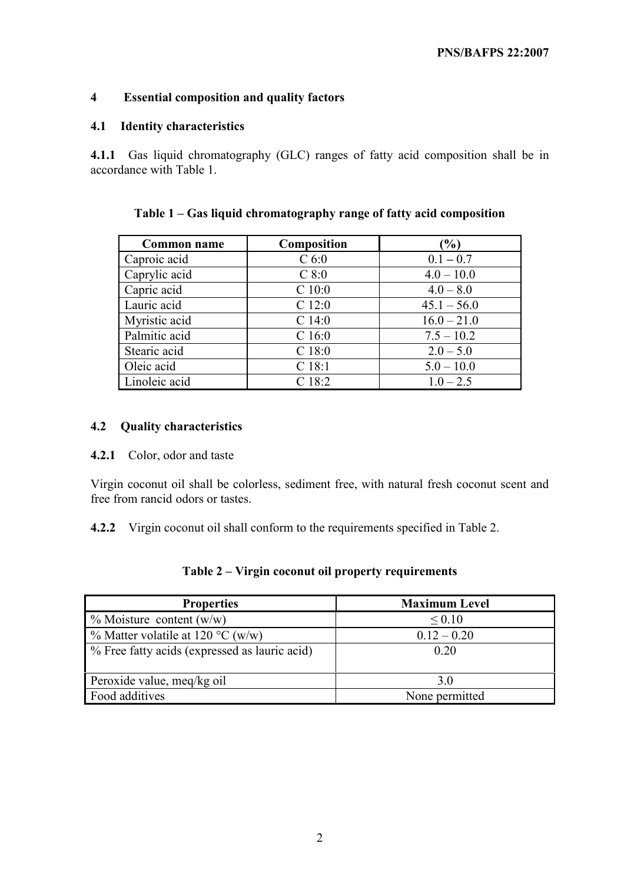## 4 Essential composition and quality factors

### 4.1 Identity characteristics

**4.1.1** Gas liquid chromatography (GLC) ranges of fatty acid composition shall be in accordance with Table 1.

**Table 1 – Gas liquid chromatography range of fatty acid composition**

| Common name | Composition | (%) |
|---|---|---|
| Caproic acid | C 6:0 | 0.1 – 0.7 |
| Caprylic acid | C 8:0 | 4.0 – 10.0 |
| Capric acid | C 10:0 | 4.0 – 8.0 |
| Lauric acid | C 12:0 | 45.1 – 56.0 |
| Myristic acid | C 14:0 | 16.0 – 21.0 |
| Palmitic acid | C 16:0 | 7.5 – 10.2 |
| Stearic acid | C 18:0 | 2.0 – 5.0 |
| Oleic acid | C 18:1 | 5.0 – 10.0 |
| Linoleic acid | C 18:2 | 1.0 – 2.5 |

### 4.2 Quality characteristics

**4.2.1** Color, odor and taste

Virgin coconut oil shall be colorless, sediment free, with natural fresh coconut scent and free from rancid odors or tastes.

**4.2.2** Virgin coconut oil shall conform to the requirements specified in Table 2.

**Table 2 – Virgin coconut oil property requirements**

| Properties | Maximum Level |
|---|---|
| % Moisture content (w/w) | ≤ 0.10 |
| % Matter volatile at 120 °C (w/w) | 0.12 – 0.20 |
| % Free fatty acids (expressed as lauric acid) | 0.20 |
| Peroxide value, meq/kg oil | 3.0 |
| Food additives | None permitted |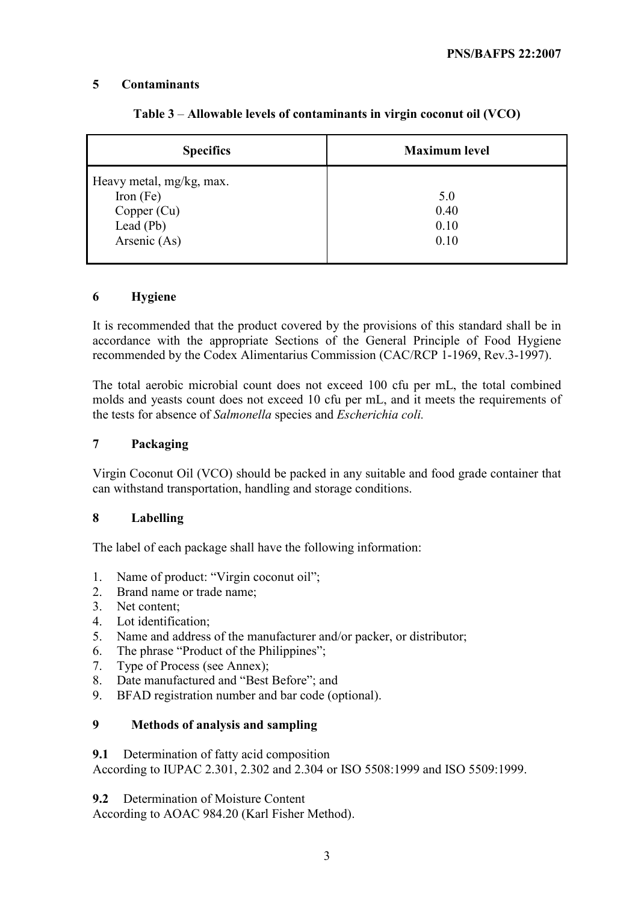## 5 Contaminants

**Table 3** – **Allowable levels of contaminants in virgin coconut oil (VCO)**

| Specifics | Maximum level |
|---|---|
| Heavy metal, mg/kg, max. | |
| Iron (Fe) | 5.0 |
| Copper (Cu) | 0.40 |
| Lead (Pb) | 0.10 |
| Arsenic (As) | 0.10 |

## 6 Hygiene

It is recommended that the product covered by the provisions of this standard shall be in accordance with the appropriate Sections of the General Principle of Food Hygiene recommended by the Codex Alimentarius Commission (CAC/RCP 1-1969, Rev.3-1997).

The total aerobic microbial count does not exceed 100 cfu per mL, the total combined molds and yeasts count does not exceed 10 cfu per mL, and it meets the requirements of the tests for absence of *Salmonella* species and *Escherichia coli.*

## 7 Packaging

Virgin Coconut Oil (VCO) should be packed in any suitable and food grade container that can withstand transportation, handling and storage conditions.

## 8 Labelling

The label of each package shall have the following information:

1. Name of product: "Virgin coconut oil";
2. Brand name or trade name;
3. Net content;
4. Lot identification;
5. Name and address of the manufacturer and/or packer, or distributor;
6. The phrase "Product of the Philippines";
7. Type of Process (see Annex);
8. Date manufactured and "Best Before"; and
9. BFAD registration number and bar code (optional).

## 9 Methods of analysis and sampling

**9.1** Determination of fatty acid composition
According to IUPAC 2.301, 2.302 and 2.304 or ISO 5508:1999 and ISO 5509:1999.

**9.2** Determination of Moisture Content
According to AOAC 984.20 (Karl Fisher Method).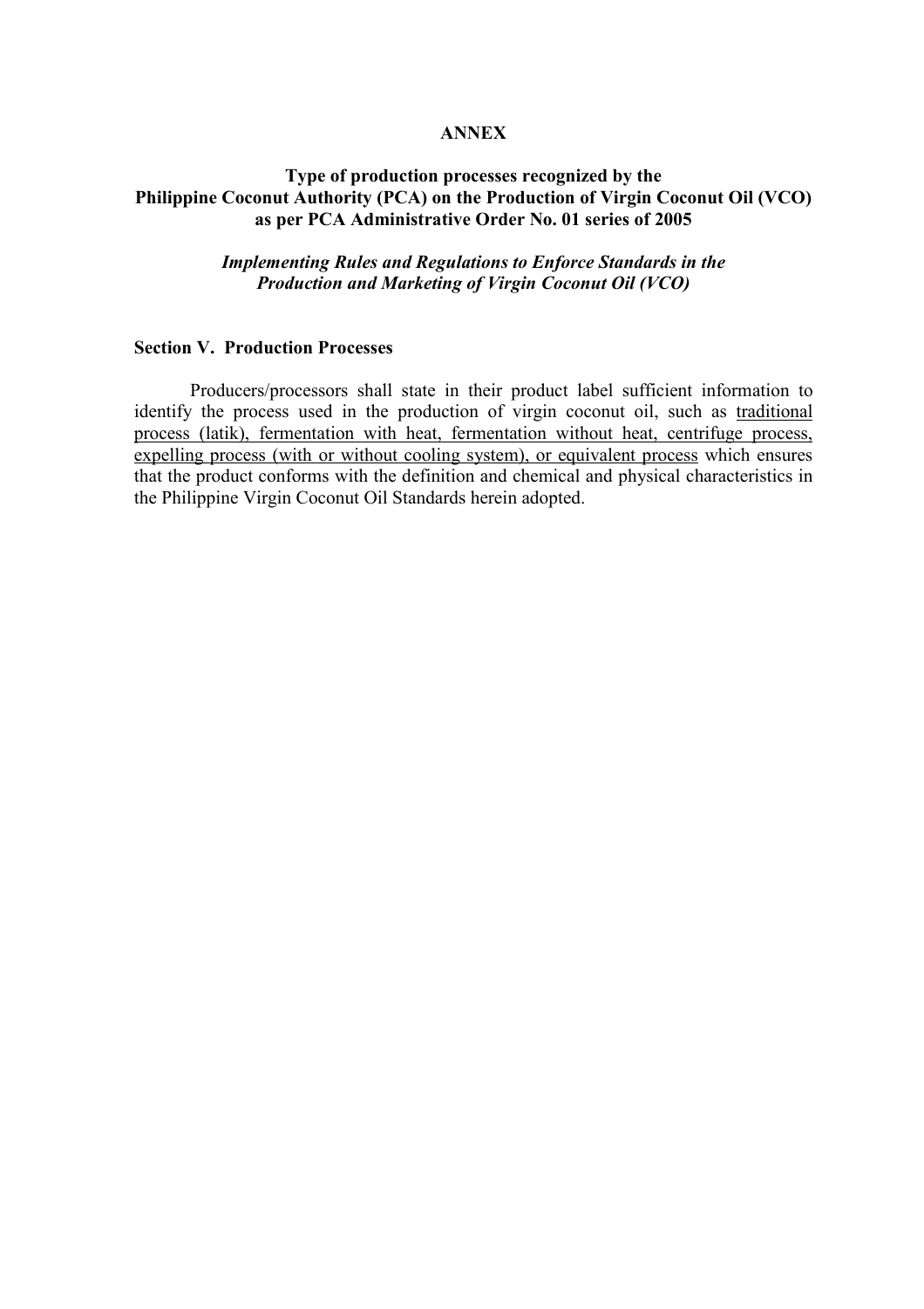**ANNEX**

**Type of production processes recognized by the Philippine Coconut Authority (PCA) on the Production of Virgin Coconut Oil (VCO) as per PCA Administrative Order No. 01 series of 2005**

***Implementing Rules and Regulations to Enforce Standards in the Production and Marketing of Virgin Coconut Oil (VCO)***

**Section V. Production Processes**

Producers/processors shall state in their product label sufficient information to identify the process used in the production of virgin coconut oil, such as traditional process (latik), fermentation with heat, fermentation without heat, centrifuge process, expelling process (with or without cooling system), or equivalent process which ensures that the product conforms with the definition and chemical and physical characteristics in the Philippine Virgin Coconut Oil Standards herein adopted.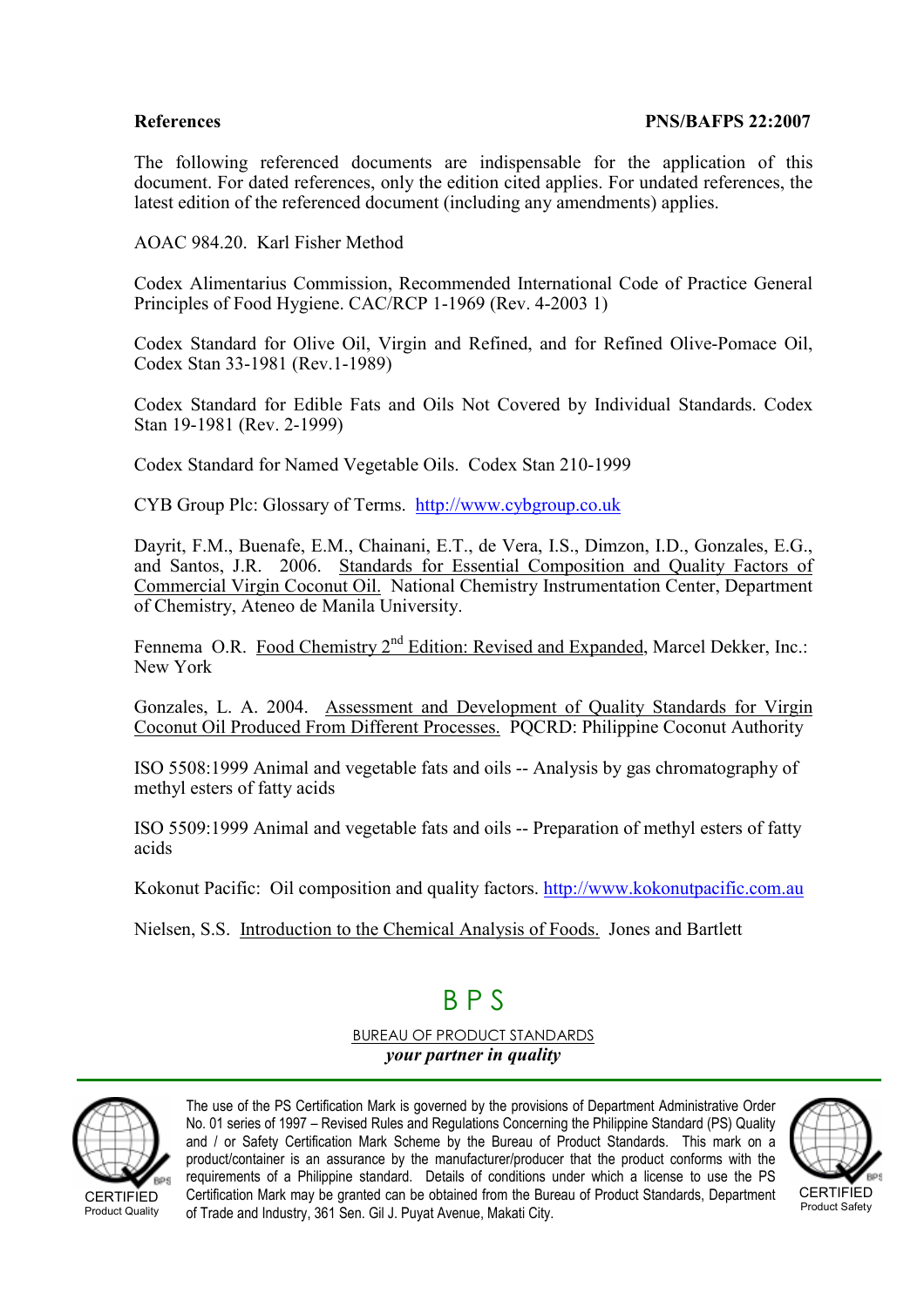## References

The following referenced documents are indispensable for the application of this document. For dated references, only the edition cited applies. For undated references, the latest edition of the referenced document (including any amendments) applies.

AOAC 984.20. Karl Fisher Method

Codex Alimentarius Commission, Recommended International Code of Practice General Principles of Food Hygiene. CAC/RCP 1-1969 (Rev. 4-2003 1)

Codex Standard for Olive Oil, Virgin and Refined, and for Refined Olive-Pomace Oil, Codex Stan 33-1981 (Rev.1-1989)

Codex Standard for Edible Fats and Oils Not Covered by Individual Standards. Codex Stan 19-1981 (Rev. 2-1999)

Codex Standard for Named Vegetable Oils. Codex Stan 210-1999

CYB Group Plc: Glossary of Terms. http://www.cybgroup.co.uk

Dayrit, F.M., Buenafe, E.M., Chainani, E.T., de Vera, I.S., Dimzon, I.D., Gonzales, E.G., and Santos, J.R. 2006. Standards for Essential Composition and Quality Factors of Commercial Virgin Coconut Oil. National Chemistry Instrumentation Center, Department of Chemistry, Ateneo de Manila University.

Fennema O.R. Food Chemistry 2nd Edition: Revised and Expanded, Marcel Dekker, Inc.: New York

Gonzales, L. A. 2004. Assessment and Development of Quality Standards for Virgin Coconut Oil Produced From Different Processes. PQCRD: Philippine Coconut Authority

ISO 5508:1999 Animal and vegetable fats and oils -- Analysis by gas chromatography of methyl esters of fatty acids

ISO 5509:1999 Animal and vegetable fats and oils -- Preparation of methyl esters of fatty acids

Kokonut Pacific: Oil composition and quality factors. http://www.kokonutpacific.com.au

Nielsen, S.S. Introduction to the Chemical Analysis of Foods. Jones and Bartlett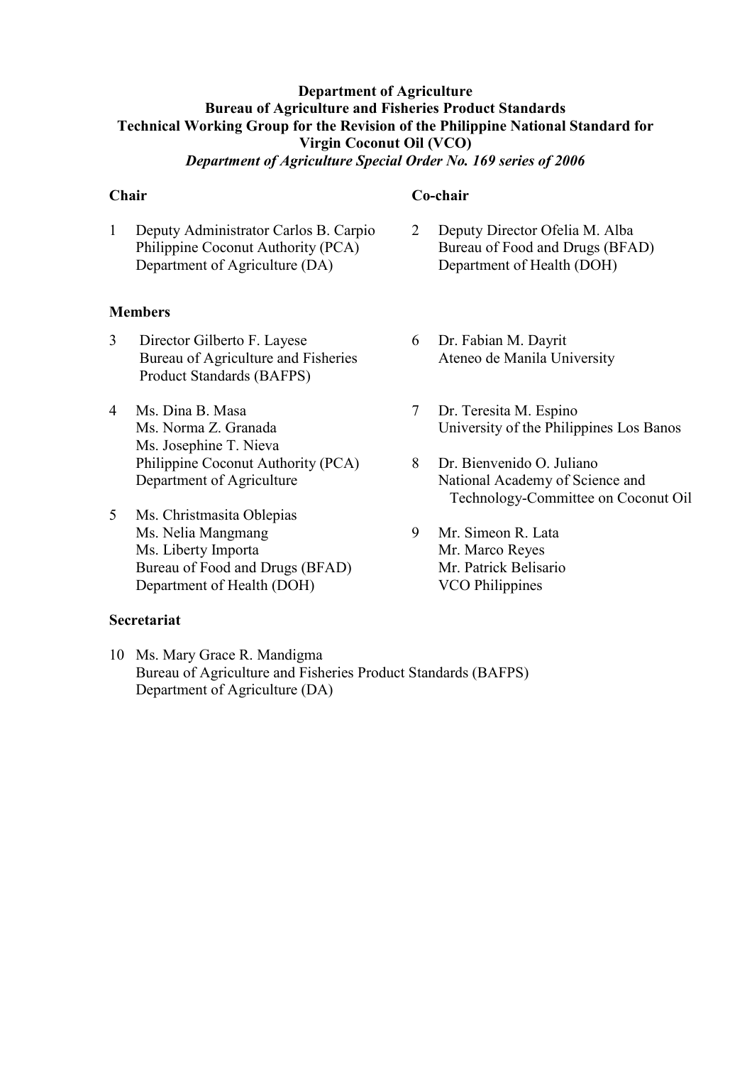**Department of Agriculture**
**Bureau of Agriculture and Fisheries Product Standards**
**Technical Working Group for the Revision of the Philippine National Standard for Virgin Coconut Oil (VCO)**
***Department of Agriculture Special Order No. 169 series of 2006***

**Chair**

1. Deputy Administrator Carlos B. Carpio
   Philippine Coconut Authority (PCA)
   Department of Agriculture (DA)

**Co-chair**

2. Deputy Director Ofelia M. Alba
   Bureau of Food and Drugs (BFAD)
   Department of Health (DOH)

**Members**

3. Director Gilberto F. Layese
   Bureau of Agriculture and Fisheries Product Standards (BAFPS)

4. Ms. Dina B. Masa
   Ms. Norma Z. Granada
   Ms. Josephine T. Nieva
   Philippine Coconut Authority (PCA)
   Department of Agriculture

5. Ms. Christmasita Oblepias
   Ms. Nelia Mangmang
   Ms. Liberty Importa
   Bureau of Food and Drugs (BFAD)
   Department of Health (DOH)

6. Dr. Fabian M. Dayrit
   Ateneo de Manila University

7. Dr. Teresita M. Espino
   University of the Philippines Los Banos

8. Dr. Bienvenido O. Juliano
   National Academy of Science and Technology-Committee on Coconut Oil

9. Mr. Simeon R. Lata
   Mr. Marco Reyes
   Mr. Patrick Belisario
   VCO Philippines

**Secretariat**

10. Ms. Mary Grace R. Mandigma
    Bureau of Agriculture and Fisheries Product Standards (BAFPS)
    Department of Agriculture (DA)